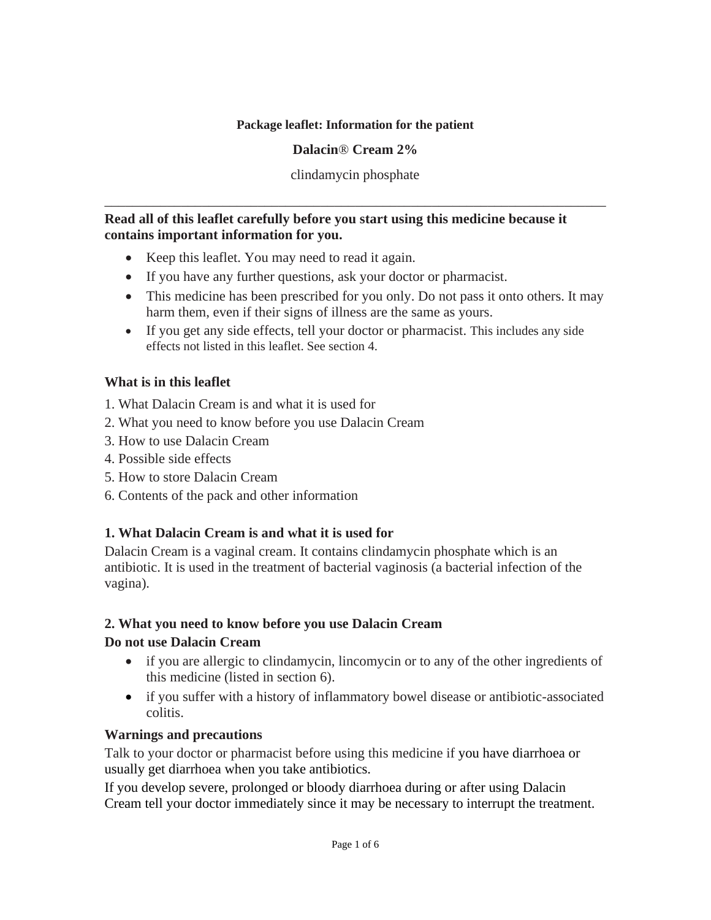**Package leaflet: Information for the patient**

**Dalacin® Cream 2%**

clindamycin phosphate

---

**Read all of this leaflet carefully before you start using this medicine because it contains important information for you.**

- Keep this leaflet. You may need to read it again.
- If you have any further questions, ask your doctor or pharmacist.
- This medicine has been prescribed for you only. Do not pass it onto others. It may harm them, even if their signs of illness are the same as yours.
- If you get any side effects, tell your doctor or pharmacist. This includes any side effects not listed in this leaflet. See section 4.

**What is in this leaflet**

1. What Dalacin Cream is and what it is used for
2. What you need to know before you use Dalacin Cream
3. How to use Dalacin Cream
4. Possible side effects
5. How to store Dalacin Cream
6. Contents of the pack and other information

## 1. What Dalacin Cream is and what it is used for

Dalacin Cream is a vaginal cream. It contains clindamycin phosphate which is an antibiotic. It is used in the treatment of bacterial vaginosis (a bacterial infection of the vagina).

## 2. What you need to know before you use Dalacin Cream

### Do not use Dalacin Cream

- if you are allergic to clindamycin, lincomycin or to any of the other ingredients of this medicine (listed in section 6).
- if you suffer with a history of inflammatory bowel disease or antibiotic-associated colitis.

### Warnings and precautions

Talk to your doctor or pharmacist before using this medicine if you have diarrhoea or usually get diarrhoea when you take antibiotics.

If you develop severe, prolonged or bloody diarrhoea during or after using Dalacin Cream tell your doctor immediately since it may be necessary to interrupt the treatment.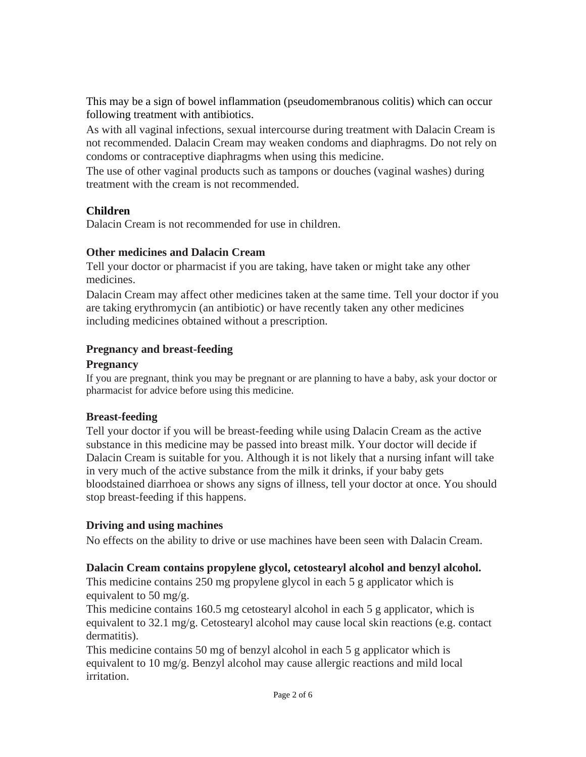This may be a sign of bowel inflammation (pseudomembranous colitis) which can occur following treatment with antibiotics.

As with all vaginal infections, sexual intercourse during treatment with Dalacin Cream is not recommended. Dalacin Cream may weaken condoms and diaphragms. Do not rely on condoms or contraceptive diaphragms when using this medicine.

The use of other vaginal products such as tampons or douches (vaginal washes) during treatment with the cream is not recommended.

**Children**

Dalacin Cream is not recommended for use in children.

**Other medicines and Dalacin Cream**

Tell your doctor or pharmacist if you are taking, have taken or might take any other medicines.

Dalacin Cream may affect other medicines taken at the same time. Tell your doctor if you are taking erythromycin (an antibiotic) or have recently taken any other medicines including medicines obtained without a prescription.

**Pregnancy and breast-feeding**

**Pregnancy**

If you are pregnant, think you may be pregnant or are planning to have a baby, ask your doctor or pharmacist for advice before using this medicine.

**Breast-feeding**

Tell your doctor if you will be breast-feeding while using Dalacin Cream as the active substance in this medicine may be passed into breast milk. Your doctor will decide if Dalacin Cream is suitable for you. Although it is not likely that a nursing infant will take in very much of the active substance from the milk it drinks, if your baby gets bloodstained diarrhoea or shows any signs of illness, tell your doctor at once. You should stop breast-feeding if this happens.

**Driving and using machines**

No effects on the ability to drive or use machines have been seen with Dalacin Cream.

**Dalacin Cream contains propylene glycol, cetostearyl alcohol and benzyl alcohol.**

This medicine contains 250 mg propylene glycol in each 5 g applicator which is equivalent to 50 mg/g.

This medicine contains 160.5 mg cetostearyl alcohol in each 5 g applicator, which is equivalent to 32.1 mg/g. Cetostearyl alcohol may cause local skin reactions (e.g. contact dermatitis).

This medicine contains 50 mg of benzyl alcohol in each 5 g applicator which is equivalent to 10 mg/g. Benzyl alcohol may cause allergic reactions and mild local irritation.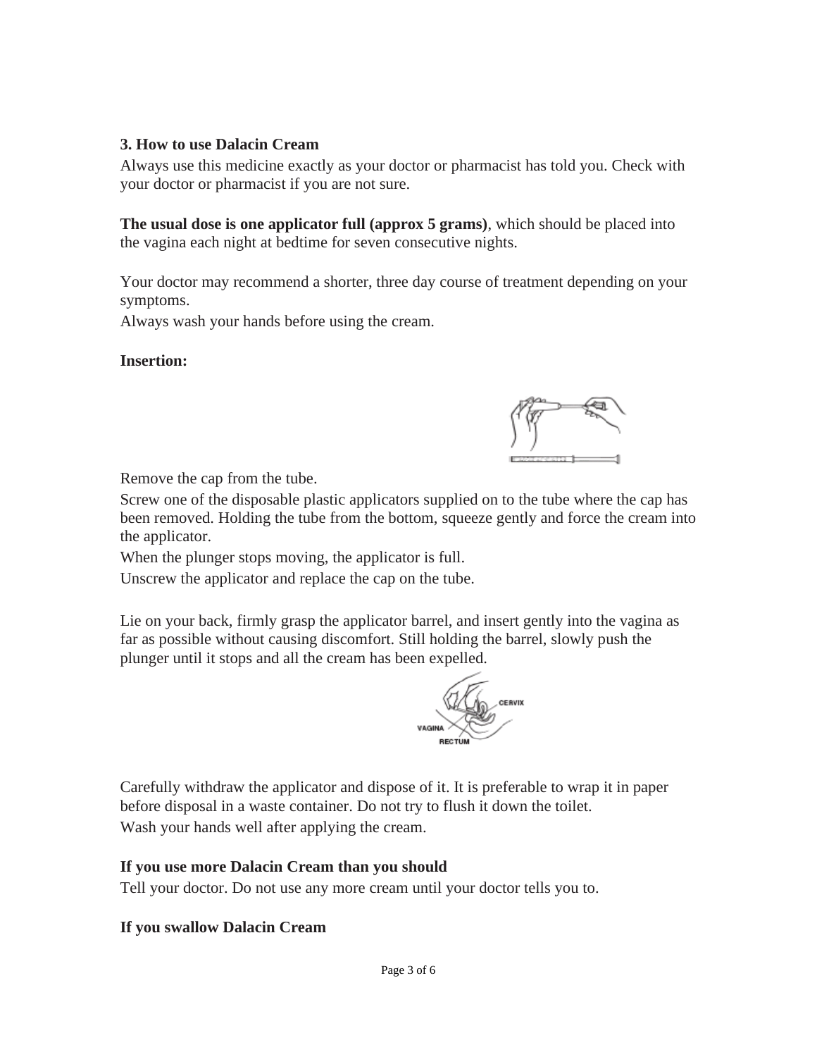### 3. How to use Dalacin Cream

Always use this medicine exactly as your doctor or pharmacist has told you. Check with your doctor or pharmacist if you are not sure.

**The usual dose is one applicator full (approx 5 grams)**, which should be placed into the vagina each night at bedtime for seven consecutive nights.

Your doctor may recommend a shorter, three day course of treatment depending on your symptoms.

Always wash your hands before using the cream.

**Insertion:**

Remove the cap from the tube.

Screw one of the disposable plastic applicators supplied on to the tube where the cap has been removed. Holding the tube from the bottom, squeeze gently and force the cream into the applicator.

When the plunger stops moving, the applicator is full.

Unscrew the applicator and replace the cap on the tube.

Lie on your back, firmly grasp the applicator barrel, and insert gently into the vagina as far as possible without causing discomfort. Still holding the barrel, slowly push the plunger until it stops and all the cream has been expelled.

Carefully withdraw the applicator and dispose of it. It is preferable to wrap it in paper before disposal in a waste container. Do not try to flush it down the toilet.

Wash your hands well after applying the cream.

**If you use more Dalacin Cream than you should**

Tell your doctor. Do not use any more cream until your doctor tells you to.

**If you swallow Dalacin Cream**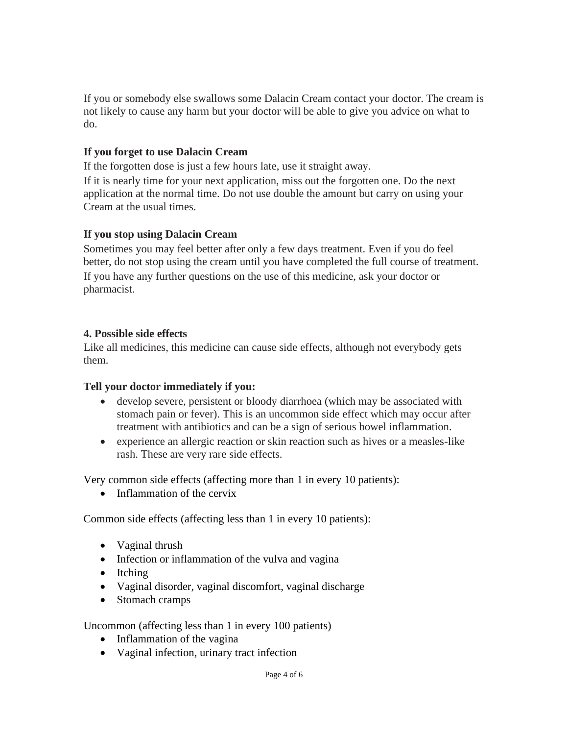If you or somebody else swallows some Dalacin Cream contact your doctor. The cream is not likely to cause any harm but your doctor will be able to give you advice on what to do.

**If you forget to use Dalacin Cream**

If the forgotten dose is just a few hours late, use it straight away.

If it is nearly time for your next application, miss out the forgotten one. Do the next application at the normal time. Do not use double the amount but carry on using your Cream at the usual times.

**If you stop using Dalacin Cream**

Sometimes you may feel better after only a few days treatment. Even if you do feel better, do not stop using the cream until you have completed the full course of treatment.

If you have any further questions on the use of this medicine, ask your doctor or pharmacist.

## 4. Possible side effects

Like all medicines, this medicine can cause side effects, although not everybody gets them.

**Tell your doctor immediately if you:**

- develop severe, persistent or bloody diarrhoea (which may be associated with stomach pain or fever). This is an uncommon side effect which may occur after treatment with antibiotics and can be a sign of serious bowel inflammation.
- experience an allergic reaction or skin reaction such as hives or a measles-like rash. These are very rare side effects.

Very common side effects (affecting more than 1 in every 10 patients):

- Inflammation of the cervix

Common side effects (affecting less than 1 in every 10 patients):

- Vaginal thrush
- Infection or inflammation of the vulva and vagina
- Itching
- Vaginal disorder, vaginal discomfort, vaginal discharge
- Stomach cramps

Uncommon (affecting less than 1 in every 100 patients)

- Inflammation of the vagina
- Vaginal infection, urinary tract infection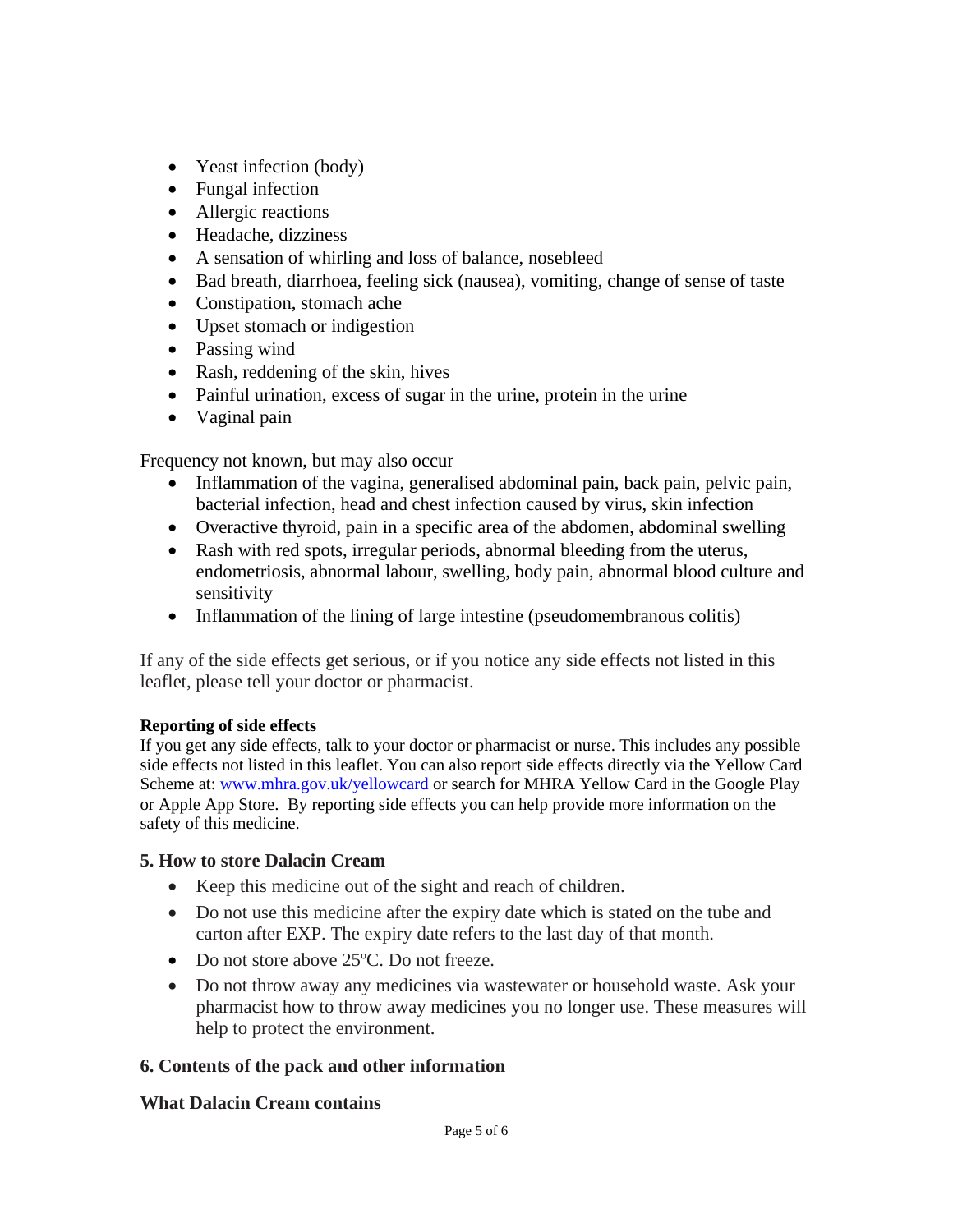- Yeast infection (body)
- Fungal infection
- Allergic reactions
- Headache, dizziness
- A sensation of whirling and loss of balance, nosebleed
- Bad breath, diarrhoea, feeling sick (nausea), vomiting, change of sense of taste
- Constipation, stomach ache
- Upset stomach or indigestion
- Passing wind
- Rash, reddening of the skin, hives
- Painful urination, excess of sugar in the urine, protein in the urine
- Vaginal pain

Frequency not known, but may also occur

- Inflammation of the vagina, generalised abdominal pain, back pain, pelvic pain, bacterial infection, head and chest infection caused by virus, skin infection
- Overactive thyroid, pain in a specific area of the abdomen, abdominal swelling
- Rash with red spots, irregular periods, abnormal bleeding from the uterus, endometriosis, abnormal labour, swelling, body pain, abnormal blood culture and sensitivity
- Inflammation of the lining of large intestine (pseudomembranous colitis)

If any of the side effects get serious, or if you notice any side effects not listed in this leaflet, please tell your doctor or pharmacist.

**Reporting of side effects**

If you get any side effects, talk to your doctor or pharmacist or nurse. This includes any possible side effects not listed in this leaflet. You can also report side effects directly via the Yellow Card Scheme at: www.mhra.gov.uk/yellowcard or search for MHRA Yellow Card in the Google Play or Apple App Store. By reporting side effects you can help provide more information on the safety of this medicine.

## 5. How to store Dalacin Cream

- Keep this medicine out of the sight and reach of children.
- Do not use this medicine after the expiry date which is stated on the tube and carton after EXP. The expiry date refers to the last day of that month.
- Do not store above 25ºC. Do not freeze.
- Do not throw away any medicines via wastewater or household waste. Ask your pharmacist how to throw away medicines you no longer use. These measures will help to protect the environment.

## 6. Contents of the pack and other information

### What Dalacin Cream contains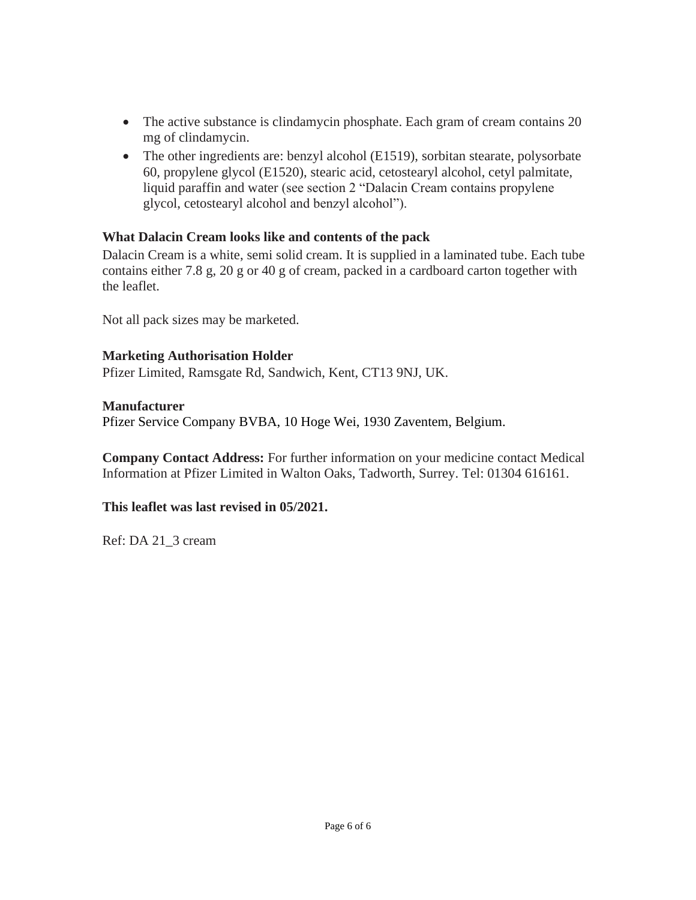- The active substance is clindamycin phosphate. Each gram of cream contains 20 mg of clindamycin.
- The other ingredients are: benzyl alcohol (E1519), sorbitan stearate, polysorbate 60, propylene glycol (E1520), stearic acid, cetostearyl alcohol, cetyl palmitate, liquid paraffin and water (see section 2 "Dalacin Cream contains propylene glycol, cetostearyl alcohol and benzyl alcohol").

**What Dalacin Cream looks like and contents of the pack**

Dalacin Cream is a white, semi solid cream. It is supplied in a laminated tube. Each tube contains either 7.8 g, 20 g or 40 g of cream, packed in a cardboard carton together with the leaflet.

Not all pack sizes may be marketed.

**Marketing Authorisation Holder**

Pfizer Limited, Ramsgate Rd, Sandwich, Kent, CT13 9NJ, UK.

**Manufacturer**

Pfizer Service Company BVBA, 10 Hoge Wei, 1930 Zaventem, Belgium.

**Company Contact Address:** For further information on your medicine contact Medical Information at Pfizer Limited in Walton Oaks, Tadworth, Surrey. Tel: 01304 616161.

**This leaflet was last revised in 05/2021.**

Ref: DA 21_3 cream